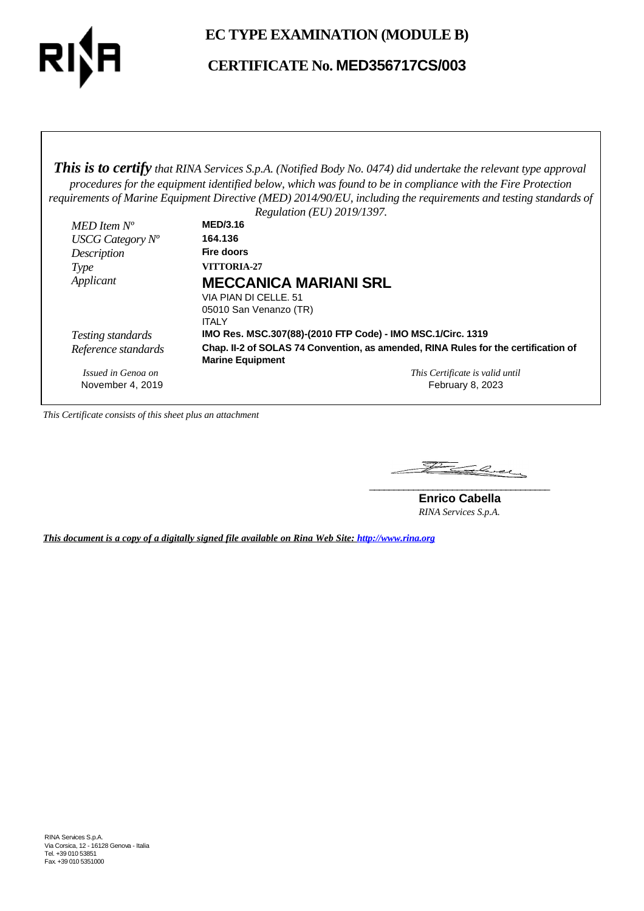# EC TYPE EXAMINATION (MODULE B)

## CERTIFICATE No. MED356717CS/003

***This is to certify*** *that RINA Services S.p.A. (Notified Body No. 0474) did undertake the relevant type approval procedures for the equipment identified below, which was found to be in compliance with the Fire Protection requirements of Marine Equipment Directive (MED) 2014/90/EU, including the requirements and testing standards of Regulation (EU) 2019/1397.*

| | |
|---|---|
| *MED Item N°* | **MED/3.16** |
| *USCG Category N°* | **164.136** |
| *Description* | **Fire doors** |
| *Type* | **VITTORIA-27** |
| *Applicant* | **MECCANICA MARIANI SRL**<br>VIA PIAN DI CELLE. 51<br>05010 San Venanzo (TR)<br>ITALY |
| *Testing standards* | **IMO Res. MSC.307(88)-(2010 FTP Code) - IMO MSC.1/Circ. 1319** |
| *Reference standards* | **Chap. II-2 of SOLAS 74 Convention, as amended, RINA Rules for the certification of Marine Equipment** |

*Issued in Genoa on*
November 4, 2019

*This Certificate is valid until*
February 8, 2023

*This Certificate consists of this sheet plus an attachment*

**Enrico Cabella**
*RINA Services S.p.A.*

***This document is a copy of a digitally signed file available on Rina Web Site: http://www.rina.org***

RINA Services S.p.A.
Via Corsica, 12 - 16128 Genova - Italia
Tel. +39 010 53851
Fax +39 010 5351000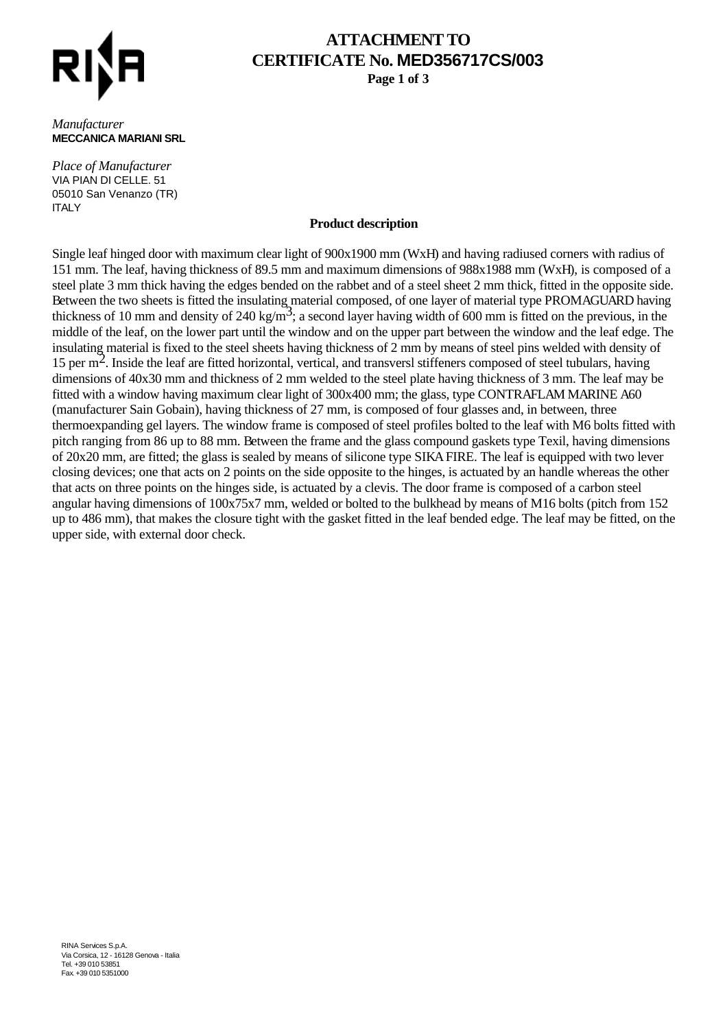# ATTACHMENT TO CERTIFICATE No. MED356717CS/003

*Manufacturer*
**MECCANICA MARIANI SRL**

*Place of Manufacturer*
VIA PIAN DI CELLE. 51
05010 San Venanzo (TR)
ITALY

### Product description

Single leaf hinged door with maximum clear light of 900x1900 mm (WxH) and having radiused corners with radius of 151 mm. The leaf, having thickness of 89.5 mm and maximum dimensions of 988x1988 mm (WxH), is composed of a steel plate 3 mm thick having the edges bended on the rabbet and of a steel sheet 2 mm thick, fitted in the opposite side. Between the two sheets is fitted the insulating material composed, of one layer of material type PROMAGUARD having thickness of 10 mm and density of 240 kg/m$^3$; a second layer having width of 600 mm is fitted on the previous, in the middle of the leaf, on the lower part until the window and on the upper part between the window and the leaf edge. The insulating material is fixed to the steel sheets having thickness of 2 mm by means of steel pins welded with density of 15 per m$^2$. Inside the leaf are fitted horizontal, vertical, and transversl stiffeners composed of steel tubulars, having dimensions of 40x30 mm and thickness of 2 mm welded to the steel plate having thickness of 3 mm. The leaf may be fitted with a window having maximum clear light of 300x400 mm; the glass, type CONTRAFLAM MARINE A60 (manufacturer Sain Gobain), having thickness of 27 mm, is composed of four glasses and, in between, three thermoexpanding gel layers. The window frame is composed of steel profiles bolted to the leaf with M6 bolts fitted with pitch ranging from 86 up to 88 mm. Between the frame and the glass compound gaskets type Texil, having dimensions of 20x20 mm, are fitted; the glass is sealed by means of silicone type SIKA FIRE. The leaf is equipped with two lever closing devices; one that acts on 2 points on the side opposite to the hinges, is actuated by an handle whereas the other that acts on three points on the hinges side, is actuated by a clevis. The door frame is composed of a carbon steel angular having dimensions of 100x75x7 mm, welded or bolted to the bulkhead by means of M16 bolts (pitch from 152 up to 486 mm), that makes the closure tight with the gasket fitted in the leaf bended edge. The leaf may be fitted, on the upper side, with external door check.

RINA Services S.p.A.
Via Corsica, 12 - 16128 Genova - Italia
Tel. +39 010 53851
Fax +39 010 5351000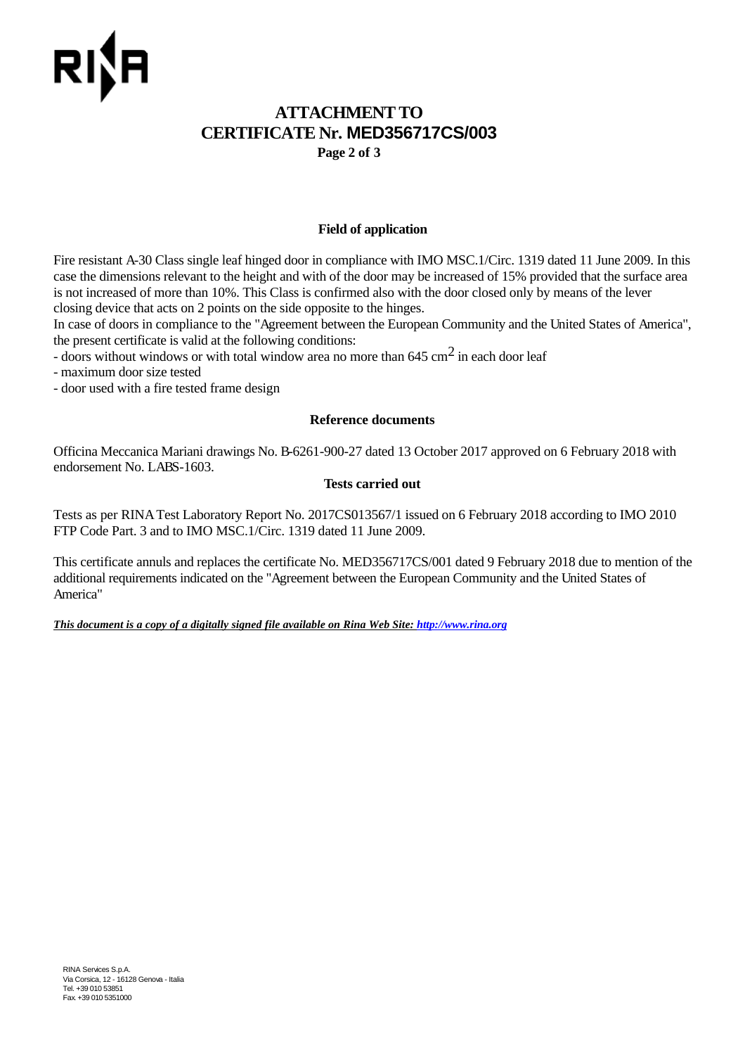# ATTACHMENT TO CERTIFICATE Nr. MED356717CS/003

**Page 2 of 3**

### Field of application

Fire resistant A-30 Class single leaf hinged door in compliance with IMO MSC.1/Circ. 1319 dated 11 June 2009. In this case the dimensions relevant to the height and with of the door may be increased of 15% provided that the surface area is not increased of more than 10%. This Class is confirmed also with the door closed only by means of the lever closing device that acts on 2 points on the side opposite to the hinges.

In case of doors in compliance to the "Agreement between the European Community and the United States of America", the present certificate is valid at the following conditions:

- doors without windows or with total window area no more than 645 $cm^2$ in each door leaf
- maximum door size tested
- door used with a fire tested frame design

### Reference documents

Officina Meccanica Mariani drawings No. B-6261-900-27 dated 13 October 2017 approved on 6 February 2018 with endorsement No. LABS-1603.

### Tests carried out

Tests as per RINA Test Laboratory Report No. 2017CS013567/1 issued on 6 February 2018 according to IMO 2010 FTP Code Part. 3 and to IMO MSC.1/Circ. 1319 dated 11 June 2009.

This certificate annuls and replaces the certificate No. MED356717CS/001 dated 9 February 2018 due to mention of the additional requirements indicated on the "Agreement between the European Community and the United States of America"

***This document is a copy of a digitally signed file available on Rina Web Site: http://www.rina.org***

RINA Services S.p.A.
Via Corsica, 12 - 16128 Genova - Italia
Tel. +39 010 53851
Fax +39 010 5351000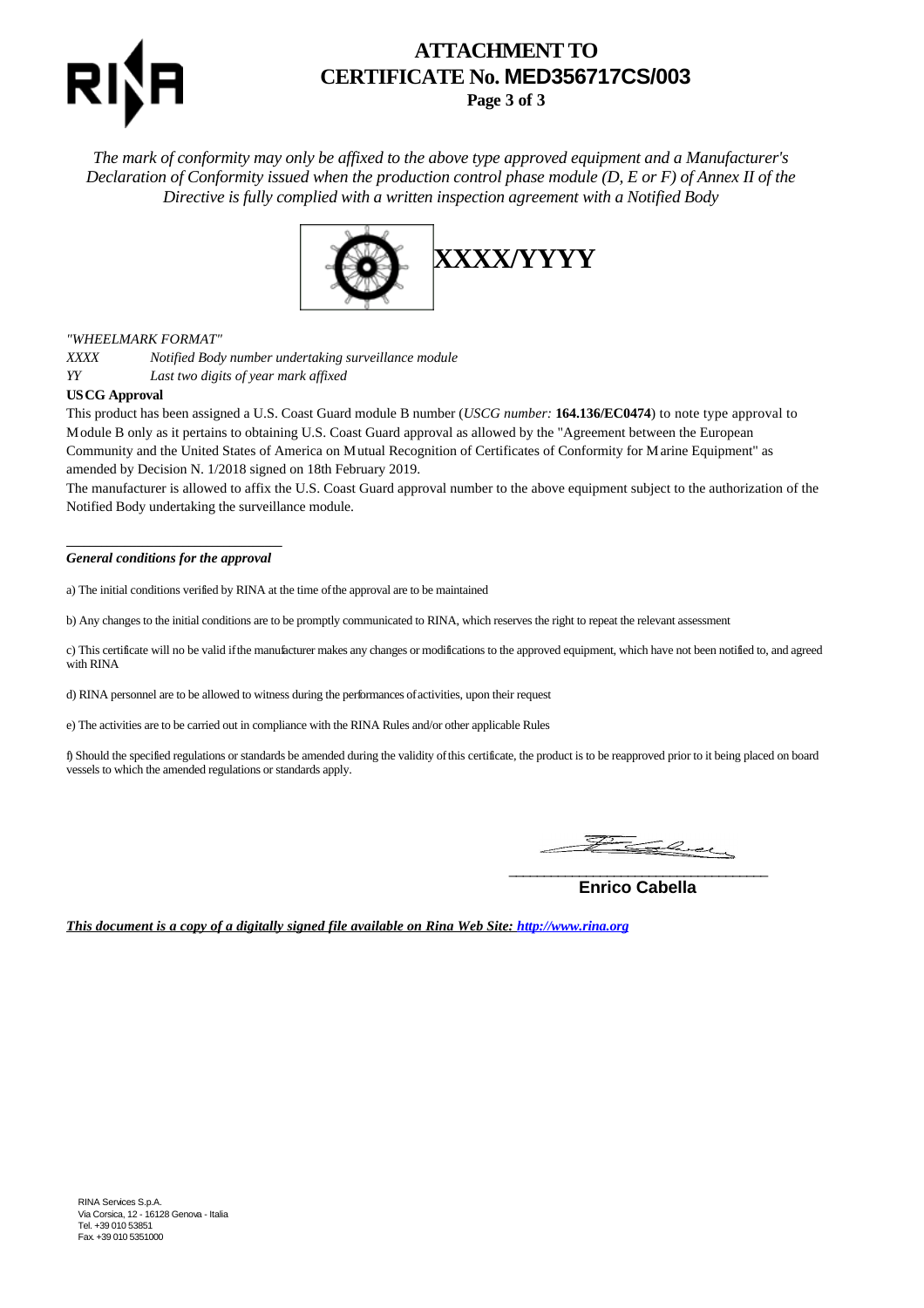# ATTACHMENT TO CERTIFICATE No. MED356717CS/003

*The mark of conformity may only be affixed to the above type approved equipment and a Manufacturer's Declaration of Conformity issued when the production control phase module (D, E or F) of Annex II of the Directive is fully complied with a written inspection agreement with a Notified Body*

**XXXX/YYYY**

*"WHEELMARK FORMAT"*

*XXXX* *Notified Body number undertaking surveillance module*

*YY* *Last two digits of year mark affixed*

**USCG Approval**

This product has been assigned a U.S. Coast Guard module B number (*USCG number:* **164.136/EC0474**) to note type approval to Module B only as it pertains to obtaining U.S. Coast Guard approval as allowed by the "Agreement between the European Community and the United States of America on Mutual Recognition of Certificates of Conformity for Marine Equipment" as amended by Decision N. 1/2018 signed on 18th February 2019.

The manufacturer is allowed to affix the U.S. Coast Guard approval number to the above equipment subject to the authorization of the Notified Body undertaking the surveillance module.

***General conditions for the approval***

a) The initial conditions verified by RINA at the time of the approval are to be maintained

b) Any changes to the initial conditions are to be promptly communicated to RINA, which reserves the right to repeat the relevant assessment

c) This certificate will no be valid if the manufacturer makes any changes or modifications to the approved equipment, which have not been notified to, and agreed with RINA

d) RINA personnel are to be allowed to witness during the performances of activities, upon their request

e) The activities are to be carried out in compliance with the RINA Rules and/or other applicable Rules

f) Should the specified regulations or standards be amended during the validity of this certificate, the product is to be reapproved prior to it being placed on board vessels to which the amended regulations or standards apply.

**Enrico Cabella**

***This document is a copy of a digitally signed file available on Rina Web Site: http://www.rina.org***

RINA Services S.p.A.
Via Corsica, 12 - 16128 Genova - Italia
Tel. +39 010 53851
Fax +39 010 5351000